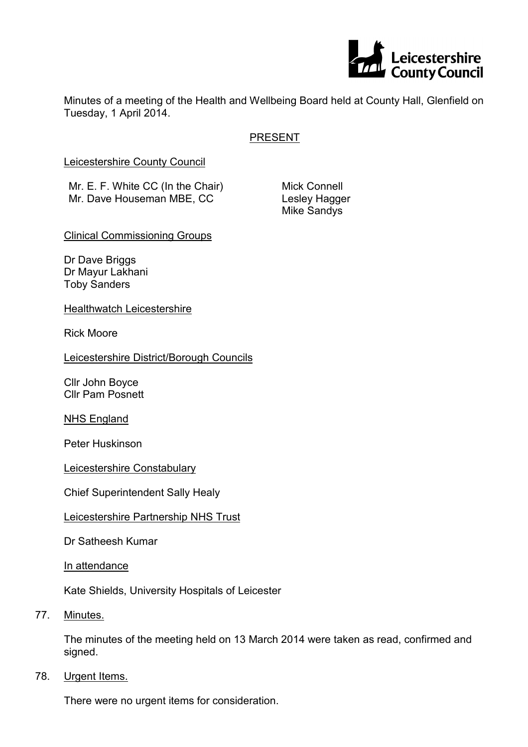Minutes of a meeting of the Health and Wellbeing Board held at County Hall, Glenfield on Tuesday, 1 April 2014.

## PRESENT

Leicestershire County Council

Mr. E. F. White CC (In the Chair)
Mr. Dave Houseman MBE, CC
Mick Connell
Lesley Hagger
Mike Sandys

Clinical Commissioning Groups

Dr Dave Briggs
Dr Mayur Lakhani
Toby Sanders

Healthwatch Leicestershire

Rick Moore

Leicestershire District/Borough Councils

Cllr John Boyce
Cllr Pam Posnett

NHS England

Peter Huskinson

Leicestershire Constabulary

Chief Superintendent Sally Healy

Leicestershire Partnership NHS Trust

Dr Satheesh Kumar

In attendance

Kate Shields, University Hospitals of Leicester

77. Minutes.

The minutes of the meeting held on 13 March 2014 were taken as read, confirmed and signed.

78. Urgent Items.

There were no urgent items for consideration.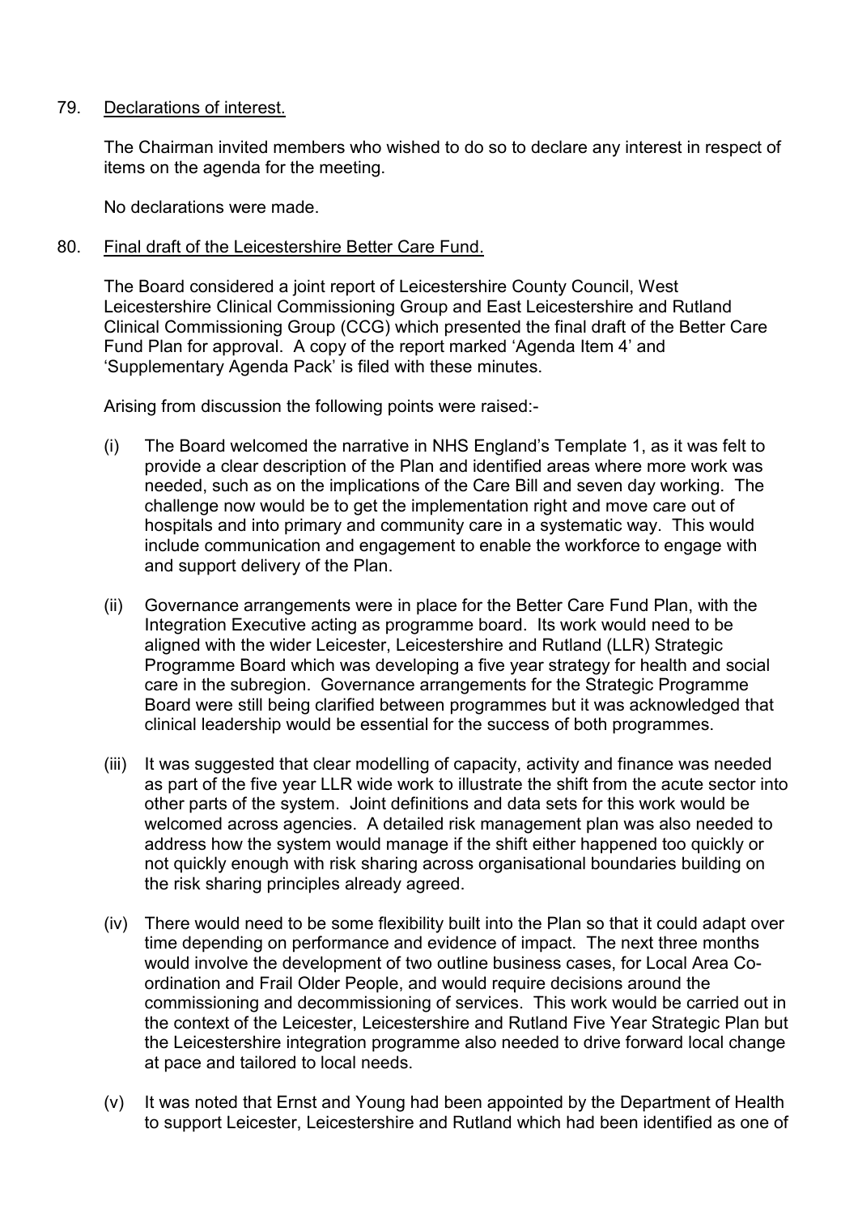79. Declarations of interest.

The Chairman invited members who wished to do so to declare any interest in respect of items on the agenda for the meeting.

No declarations were made.

80. Final draft of the Leicestershire Better Care Fund.

The Board considered a joint report of Leicestershire County Council, West Leicestershire Clinical Commissioning Group and East Leicestershire and Rutland Clinical Commissioning Group (CCG) which presented the final draft of the Better Care Fund Plan for approval. A copy of the report marked 'Agenda Item 4' and 'Supplementary Agenda Pack' is filed with these minutes.

Arising from discussion the following points were raised:-

(i) The Board welcomed the narrative in NHS England's Template 1, as it was felt to provide a clear description of the Plan and identified areas where more work was needed, such as on the implications of the Care Bill and seven day working. The challenge now would be to get the implementation right and move care out of hospitals and into primary and community care in a systematic way. This would include communication and engagement to enable the workforce to engage with and support delivery of the Plan.

(ii) Governance arrangements were in place for the Better Care Fund Plan, with the Integration Executive acting as programme board. Its work would need to be aligned with the wider Leicester, Leicestershire and Rutland (LLR) Strategic Programme Board which was developing a five year strategy for health and social care in the subregion. Governance arrangements for the Strategic Programme Board were still being clarified between programmes but it was acknowledged that clinical leadership would be essential for the success of both programmes.

(iii) It was suggested that clear modelling of capacity, activity and finance was needed as part of the five year LLR wide work to illustrate the shift from the acute sector into other parts of the system. Joint definitions and data sets for this work would be welcomed across agencies. A detailed risk management plan was also needed to address how the system would manage if the shift either happened too quickly or not quickly enough with risk sharing across organisational boundaries building on the risk sharing principles already agreed.

(iv) There would need to be some flexibility built into the Plan so that it could adapt over time depending on performance and evidence of impact. The next three months would involve the development of two outline business cases, for Local Area Co-ordination and Frail Older People, and would require decisions around the commissioning and decommissioning of services. This work would be carried out in the context of the Leicester, Leicestershire and Rutland Five Year Strategic Plan but the Leicestershire integration programme also needed to drive forward local change at pace and tailored to local needs.

(v) It was noted that Ernst and Young had been appointed by the Department of Health to support Leicester, Leicestershire and Rutland which had been identified as one of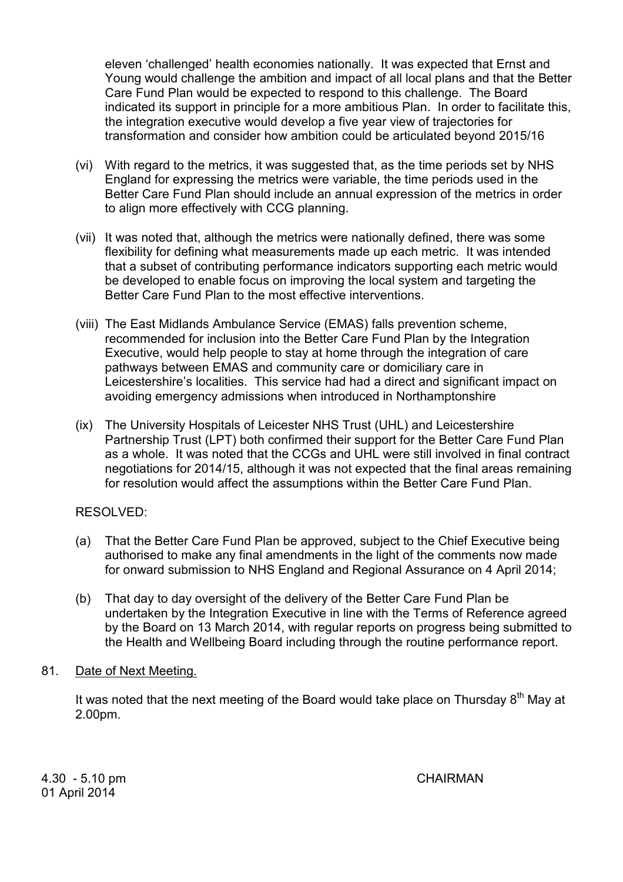eleven 'challenged' health economies nationally. It was expected that Ernst and Young would challenge the ambition and impact of all local plans and that the Better Care Fund Plan would be expected to respond to this challenge. The Board indicated its support in principle for a more ambitious Plan. In order to facilitate this, the integration executive would develop a five year view of trajectories for transformation and consider how ambition could be articulated beyond 2015/16

(vi) With regard to the metrics, it was suggested that, as the time periods set by NHS England for expressing the metrics were variable, the time periods used in the Better Care Fund Plan should include an annual expression of the metrics in order to align more effectively with CCG planning.

(vii) It was noted that, although the metrics were nationally defined, there was some flexibility for defining what measurements made up each metric. It was intended that a subset of contributing performance indicators supporting each metric would be developed to enable focus on improving the local system and targeting the Better Care Fund Plan to the most effective interventions.

(viii) The East Midlands Ambulance Service (EMAS) falls prevention scheme, recommended for inclusion into the Better Care Fund Plan by the Integration Executive, would help people to stay at home through the integration of care pathways between EMAS and community care or domiciliary care in Leicestershire's localities. This service had had a direct and significant impact on avoiding emergency admissions when introduced in Northamptonshire

(ix) The University Hospitals of Leicester NHS Trust (UHL) and Leicestershire Partnership Trust (LPT) both confirmed their support for the Better Care Fund Plan as a whole. It was noted that the CCGs and UHL were still involved in final contract negotiations for 2014/15, although it was not expected that the final areas remaining for resolution would affect the assumptions within the Better Care Fund Plan.

RESOLVED:

(a) That the Better Care Fund Plan be approved, subject to the Chief Executive being authorised to make any final amendments in the light of the comments now made for onward submission to NHS England and Regional Assurance on 4 April 2014;

(b) That day to day oversight of the delivery of the Better Care Fund Plan be undertaken by the Integration Executive in line with the Terms of Reference agreed by the Board on 13 March 2014, with regular reports on progress being submitted to the Health and Wellbeing Board including through the routine performance report.

81. Date of Next Meeting.

It was noted that the next meeting of the Board would take place on Thursday 8th May at 2.00pm.

4.30 - 5.10 pm
01 April 2014

CHAIRMAN